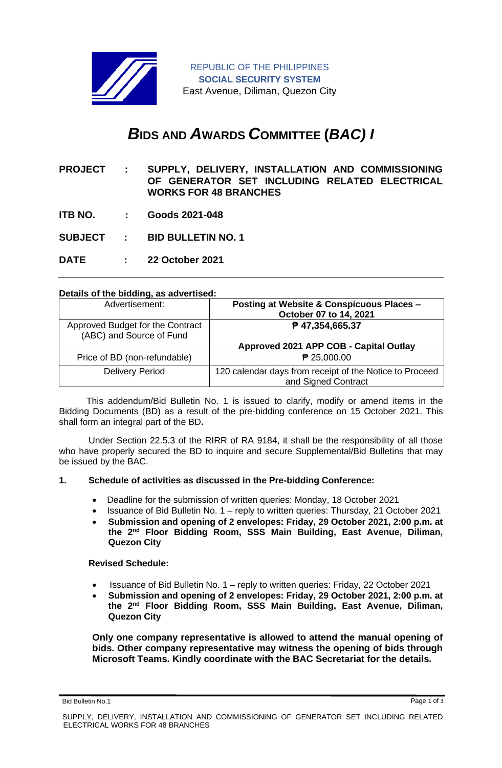REPUBLIC OF THE PHILIPPINES
**SOCIAL SECURITY SYSTEM**
East Avenue, Diliman, Quezon City

# *B*IDS AND *A*WARDS *C*OMMITTEE (*BAC) I*

**PROJECT : SUPPLY, DELIVERY, INSTALLATION AND COMMISSIONING OF GENERATOR SET INCLUDING RELATED ELECTRICAL WORKS FOR 48 BRANCHES**

**ITB NO. : Goods 2021-048**

**SUBJECT : BID BULLETIN NO. 1**

**DATE : 22 October 2021**

---

**Details of the bidding, as advertised:**

| Advertisement: | **Posting at Website & Conspicuous Places – October 07 to 14, 2021** |
|---|---|
| Approved Budget for the Contract (ABC) and Source of Fund | **₱ 47,354,665.37**<br><br>**Approved 2021 APP COB - Capital Outlay** |
| Price of BD (non-refundable) | ₱ 25,000.00 |
| Delivery Period | 120 calendar days from receipt of the Notice to Proceed and Signed Contract |

This addendum/Bid Bulletin No. 1 is issued to clarify, modify or amend items in the Bidding Documents (BD) as a result of the pre-bidding conference on 15 October 2021. This shall form an integral part of the BD**.**

Under Section 22.5.3 of the RIRR of RA 9184, it shall be the responsibility of all those who have properly secured the BD to inquire and secure Supplemental/Bid Bulletins that may be issued by the BAC.

**1. Schedule of activities as discussed in the Pre-bidding Conference:**

- Deadline for the submission of written queries: Monday, 18 October 2021
- Issuance of Bid Bulletin No. 1 – reply to written queries: Thursday, 21 October 2021
- **Submission and opening of 2 envelopes: Friday, 29 October 2021, 2:00 p.m. at the 2nd Floor Bidding Room, SSS Main Building, East Avenue, Diliman, Quezon City**

**Revised Schedule:**

- Issuance of Bid Bulletin No. 1 – reply to written queries: Friday, 22 October 2021
- **Submission and opening of 2 envelopes: Friday, 29 October 2021, 2:00 p.m. at the 2nd Floor Bidding Room, SSS Main Building, East Avenue, Diliman, Quezon City**

**Only one company representative is allowed to attend the manual opening of bids. Other company representative may witness the opening of bids through Microsoft Teams. Kindly coordinate with the BAC Secretariat for the details.**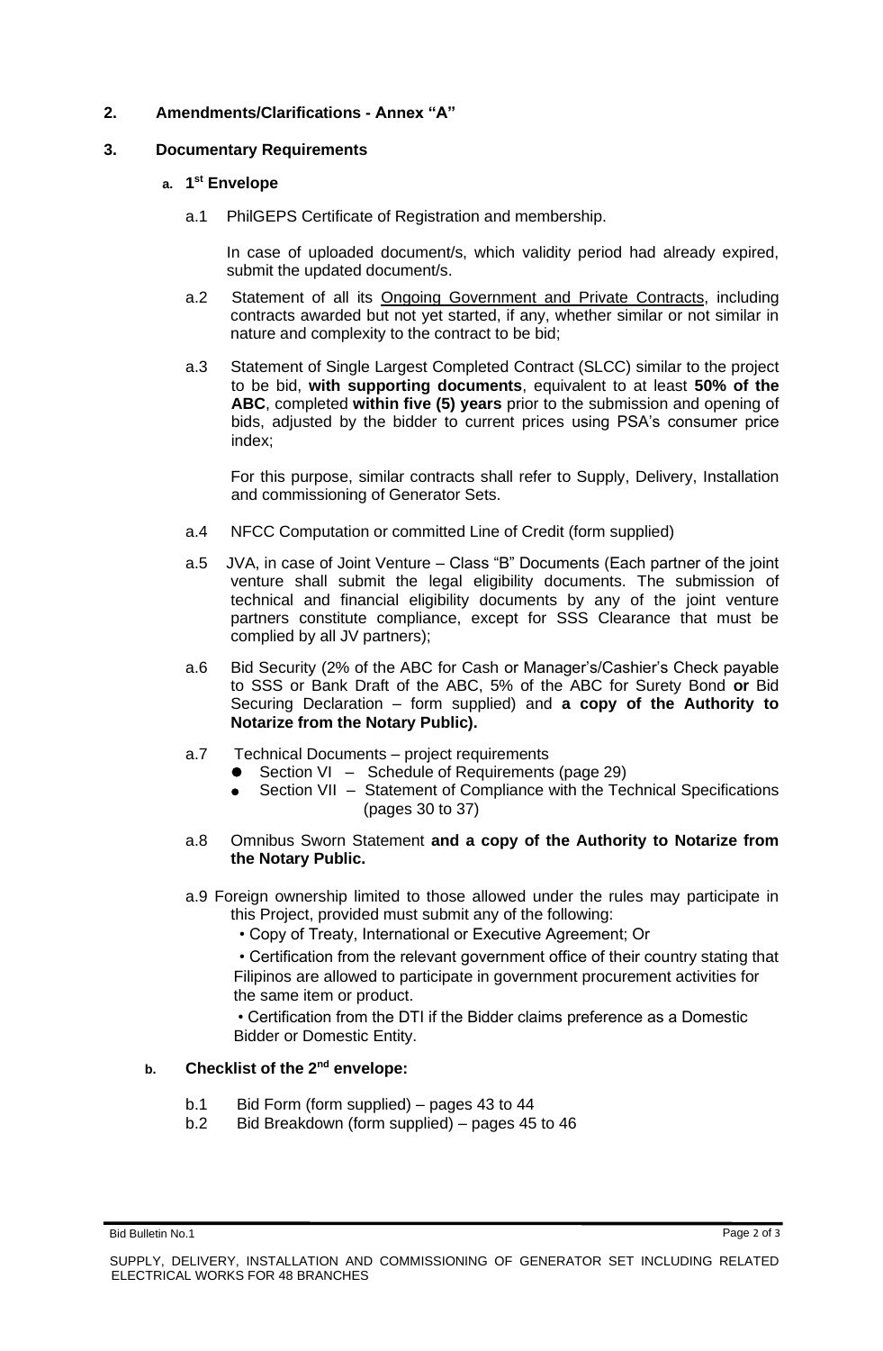## 2. Amendments/Clarifications - Annex "A"

## 3. Documentary Requirements

### a. 1st Envelope

a.1 PhilGEPS Certificate of Registration and membership.

In case of uploaded document/s, which validity period had already expired, submit the updated document/s.

a.2 Statement of all its Ongoing Government and Private Contracts, including contracts awarded but not yet started, if any, whether similar or not similar in nature and complexity to the contract to be bid;

a.3 Statement of Single Largest Completed Contract (SLCC) similar to the project to be bid, **with supporting documents**, equivalent to at least **50% of the ABC**, completed **within five (5) years** prior to the submission and opening of bids, adjusted by the bidder to current prices using PSA's consumer price index;

For this purpose, similar contracts shall refer to Supply, Delivery, Installation and commissioning of Generator Sets.

a.4 NFCC Computation or committed Line of Credit (form supplied)

a.5 JVA, in case of Joint Venture – Class "B" Documents (Each partner of the joint venture shall submit the legal eligibility documents. The submission of technical and financial eligibility documents by any of the joint venture partners constitute compliance, except for SSS Clearance that must be complied by all JV partners);

a.6 Bid Security (2% of the ABC for Cash or Manager's/Cashier's Check payable to SSS or Bank Draft of the ABC, 5% of the ABC for Surety Bond **or** Bid Securing Declaration – form supplied) and **a copy of the Authority to Notarize from the Notary Public).**

a.7 Technical Documents – project requirements

- Section VI – Schedule of Requirements (page 29)
- Section VII – Statement of Compliance with the Technical Specifications (pages 30 to 37)

a.8 Omnibus Sworn Statement **and a copy of the Authority to Notarize from the Notary Public.**

a.9 Foreign ownership limited to those allowed under the rules may participate in this Project, provided must submit any of the following:

- Copy of Treaty, International or Executive Agreement; Or
- Certification from the relevant government office of their country stating that Filipinos are allowed to participate in government procurement activities for the same item or product.
- Certification from the DTI if the Bidder claims preference as a Domestic Bidder or Domestic Entity.

### b. Checklist of the 2nd envelope:

b.1 Bid Form (form supplied) – pages 43 to 44

b.2 Bid Breakdown (form supplied) – pages 45 to 46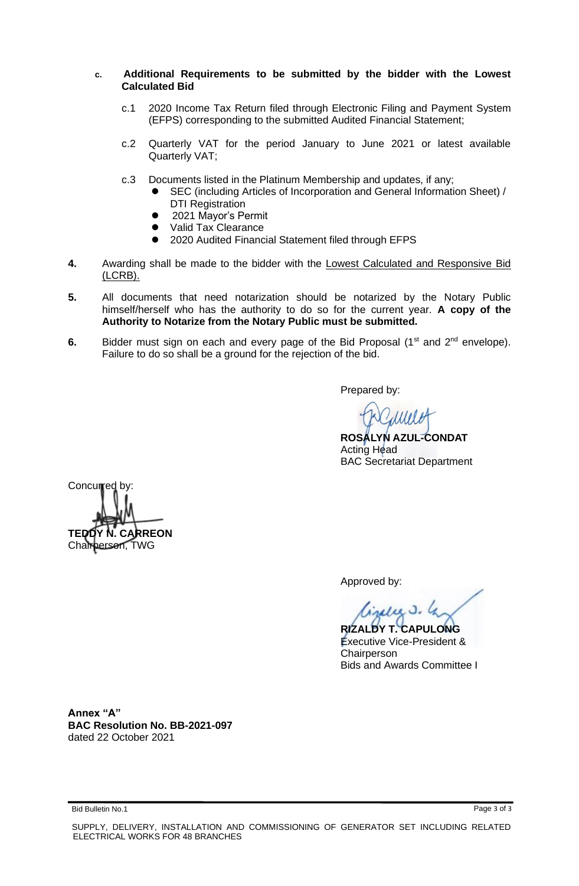c. **Additional Requirements to be submitted by the bidder with the Lowest Calculated Bid**

c.1 2020 Income Tax Return filed through Electronic Filing and Payment System (EFPS) corresponding to the submitted Audited Financial Statement;

c.2 Quarterly VAT for the period January to June 2021 or latest available Quarterly VAT;

c.3 Documents listed in the Platinum Membership and updates, if any;

- SEC (including Articles of Incorporation and General Information Sheet) / DTI Registration
- 2021 Mayor's Permit
- Valid Tax Clearance
- 2020 Audited Financial Statement filed through EFPS

**4.** Awarding shall be made to the bidder with the Lowest Calculated and Responsive Bid (LCRB).

**5.** All documents that need notarization should be notarized by the Notary Public himself/herself who has the authority to do so for the current year. **A copy of the Authority to Notarize from the Notary Public must be submitted.**

**6.** Bidder must sign on each and every page of the Bid Proposal (1st and 2nd envelope). Failure to do so shall be a ground for the rejection of the bid.

Prepared by:

**ROSALYN AZUL-CONDAT**
Acting Head
BAC Secretariat Department

Concurred by:

**TEDDY N. CARREON**
Chairperson, TWG

Approved by:

**RIZALDY T. CAPULONG**
Executive Vice-President & Chairperson
Bids and Awards Committee I

**Annex "A"**
**BAC Resolution No. BB-2021-097**
dated 22 October 2021

Bid Bulletin No.1

SUPPLY, DELIVERY, INSTALLATION AND COMMISSIONING OF GENERATOR SET INCLUDING RELATED ELECTRICAL WORKS FOR 48 BRANCHES